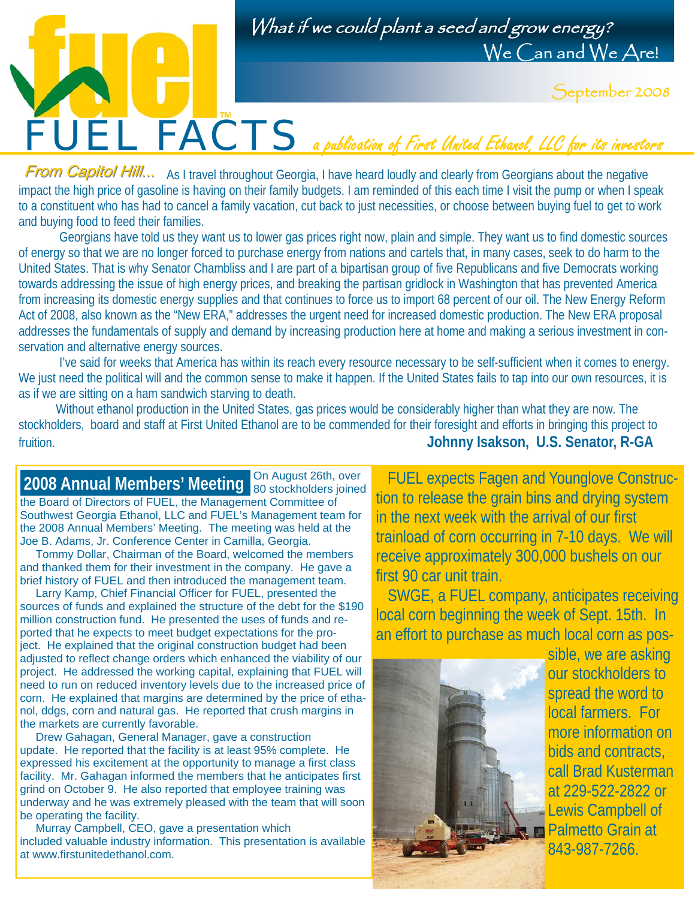*What if we could plant a seed and grow energy?*
We Can and We Are!

September 2008

# FUEL FACTS

*a publication of First United Ethanol, LLC for its investors*

***From Capitol Hill...*** As I travel throughout Georgia, I have heard loudly and clearly from Georgians about the negative impact the high price of gasoline is having on their family budgets. I am reminded of this each time I visit the pump or when I speak to a constituent who has had to cancel a family vacation, cut back to just necessities, or choose between buying fuel to get to work and buying food to feed their families.

Georgians have told us they want us to lower gas prices right now, plain and simple. They want us to find domestic sources of energy so that we are no longer forced to purchase energy from nations and cartels that, in many cases, seek to do harm to the United States. That is why Senator Chambliss and I are part of a bipartisan group of five Republicans and five Democrats working towards addressing the issue of high energy prices, and breaking the partisan gridlock in Washington that has prevented America from increasing its domestic energy supplies and that continues to force us to import 68 percent of our oil. The New Energy Reform Act of 2008, also known as the "New ERA," addresses the urgent need for increased domestic production. The New ERA proposal addresses the fundamentals of supply and demand by increasing production here at home and making a serious investment in conservation and alternative energy sources.

I've said for weeks that America has within its reach every resource necessary to be self-sufficient when it comes to energy. We just need the political will and the common sense to make it happen. If the United States fails to tap into our own resources, it is as if we are sitting on a ham sandwich starving to death.

Without ethanol production in the United States, gas prices would be considerably higher than what they are now. The stockholders, board and staff at First United Ethanol are to be commended for their foresight and efforts in bringing this project to fruition.

**Johnny Isakson, U.S. Senator, R-GA**

## 2008 Annual Members' Meeting

On August 26th, over 80 stockholders joined the Board of Directors of FUEL, the Management Committee of Southwest Georgia Ethanol, LLC and FUEL's Management team for the 2008 Annual Members' Meeting. The meeting was held at the Joe B. Adams, Jr. Conference Center in Camilla, Georgia.

Tommy Dollar, Chairman of the Board, welcomed the members and thanked them for their investment in the company. He gave a brief history of FUEL and then introduced the management team.

Larry Kamp, Chief Financial Officer for FUEL, presented the sources of funds and explained the structure of the debt for the $190 million construction fund. He presented the uses of funds and reported that he expects to meet budget expectations for the project. He explained that the original construction budget had been adjusted to reflect change orders which enhanced the viability of our project. He addressed the working capital, explaining that FUEL will need to run on reduced inventory levels due to the increased price of corn. He explained that margins are determined by the price of ethanol, ddgs, corn and natural gas. He reported that crush margins in the markets are currently favorable.

Drew Gahagan, General Manager, gave a construction update. He reported that the facility is at least 95% complete. He expressed his excitement at the opportunity to manage a first class facility. Mr. Gahagan informed the members that he anticipates first grind on October 9. He also reported that employee training was underway and he was extremely pleased with the team that will soon be operating the facility.

Murray Campbell, CEO, gave a presentation which included valuable industry information. This presentation is available at www.firstunitedethanol.com.

FUEL expects Fagen and Younglove Construction to release the grain bins and drying system in the next week with the arrival of our first trainload of corn occurring in 7-10 days. We will receive approximately 300,000 bushels on our first 90 car unit train.

SWGE, a FUEL company, anticipates receiving local corn beginning the week of Sept. 15th. In an effort to purchase as much local corn as possible, we are asking our stockholders to spread the word to local farmers. For more information on bids and contracts, call Brad Kusterman at 229-522-2822 or Lewis Campbell of Palmetto Grain at 843-987-7266.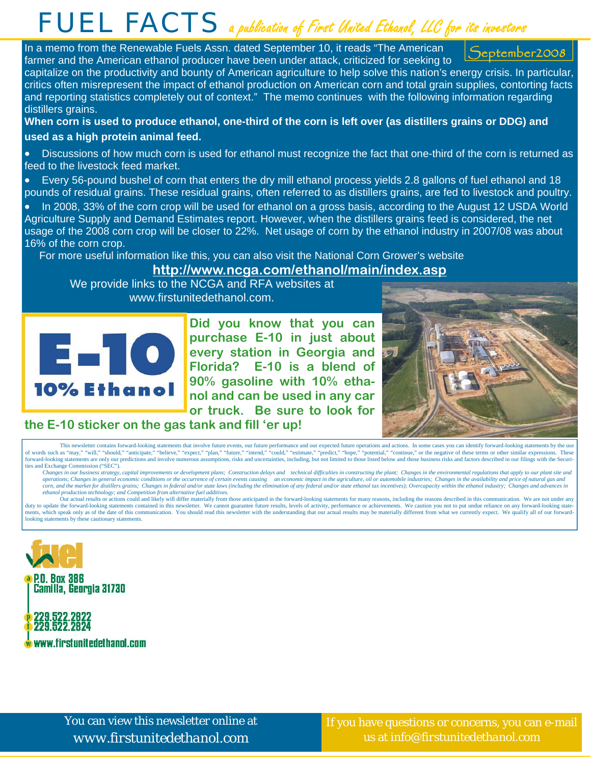# FUEL FACTS *a publication of First United Ethanol, LLC for its investors*

September2008

In a memo from the Renewable Fuels Assn. dated September 10, it reads "The American farmer and the American ethanol producer have been under attack, criticized for seeking to capitalize on the productivity and bounty of American agriculture to help solve this nation's energy crisis. In particular, critics often misrepresent the impact of ethanol production on American corn and total grain supplies, contorting facts and reporting statistics completely out of context." The memo continues with the following information regarding distillers grains.

**When corn is used to produce ethanol, one-third of the corn is left over (as distillers grains or DDG) and used as a high protein animal feed.**

- Discussions of how much corn is used for ethanol must recognize the fact that one-third of the corn is returned as feed to the livestock feed market.
- Every 56-pound bushel of corn that enters the dry mill ethanol process yields 2.8 gallons of fuel ethanol and 18 pounds of residual grains. These residual grains, often referred to as distillers grains, are fed to livestock and poultry.
- In 2008, 33% of the corn crop will be used for ethanol on a gross basis, according to the August 12 USDA World Agriculture Supply and Demand Estimates report. However, when the distillers grains feed is considered, the net usage of the 2008 corn crop will be closer to 22%. Net usage of corn by the ethanol industry in 2007/08 was about 16% of the corn crop.

For more useful information like this, you can also visit the National Corn Grower's website

**http://www.ncga.com/ethanol/main/index.asp**

We provide links to the NCGA and RFA websites at www.firstunitedethanol.com.

E-10
10% Ethanol

**Did you know that you can purchase E-10 in just about every station in Georgia and Florida? E-10 is a blend of 90% gasoline with 10% ethanol and can be used in any car or truck. Be sure to look for the E-10 sticker on the gas tank and fill 'er up!**

This newsletter contains forward-looking statements that involve future events, our future performance and our expected future operations and actions. In some cases you can identify forward-looking statements by the use of words such as "may," "will," "should," "anticipate," "believe," "expect," "plan," "future," "intend," "could," "estimate," "predict," "hope," "potential," "continue," or the negative of these terms or other similar expressions. These forward-looking statements are only our predictions and involve numerous assumptions, risks and uncertainties, including, but not limited to those listed below and those business risks and factors described in our filings with the Securities and Exchange Commission ("SEC").

*Changes in our business strategy, capital improvements or development plans; Construction delays and technical difficulties in constructing the plant; Changes in the environmental regulations that apply to our plant site and operations; Changes in general economic conditions or the occurrence of certain events causing an economic impact in the agriculture, oil or automobile industries; Changes in the availability and price of natural gas and corn, and the market for distillers grains; Changes in federal and/or state laws (including the elimination of any federal and/or state ethanol tax incentives); Overcapacity within the ethanol industry; Changes and advances in ethanol production technology; and Competition from alternative fuel additives.*

Our actual results or actions could and likely will differ materially from those anticipated in the forward-looking statements for many reasons, including the reasons described in this communication. We are not under any duty to update the forward-looking statements contained in this newsletter. We cannot guarantee future results, levels of activity, performance or achievements. We caution you not to put undue reliance on any forward-looking statements, which speak only as of the date of this communication. You should read this newsletter with the understanding that our actual results may be materially different from what we currently expect. We qualify all of our forward-looking statements by these cautionary statements.

fuel

a P.O. Box 386
Camilla, Georgia 31730

p 229.522.2822
f 229.522.2824

w www.firstunitedethanol.com

You can view this newsletter online at www.firstunitedethanol.com

If you have questions or concerns, you can e-mail us at info@firstunitedethanol.com